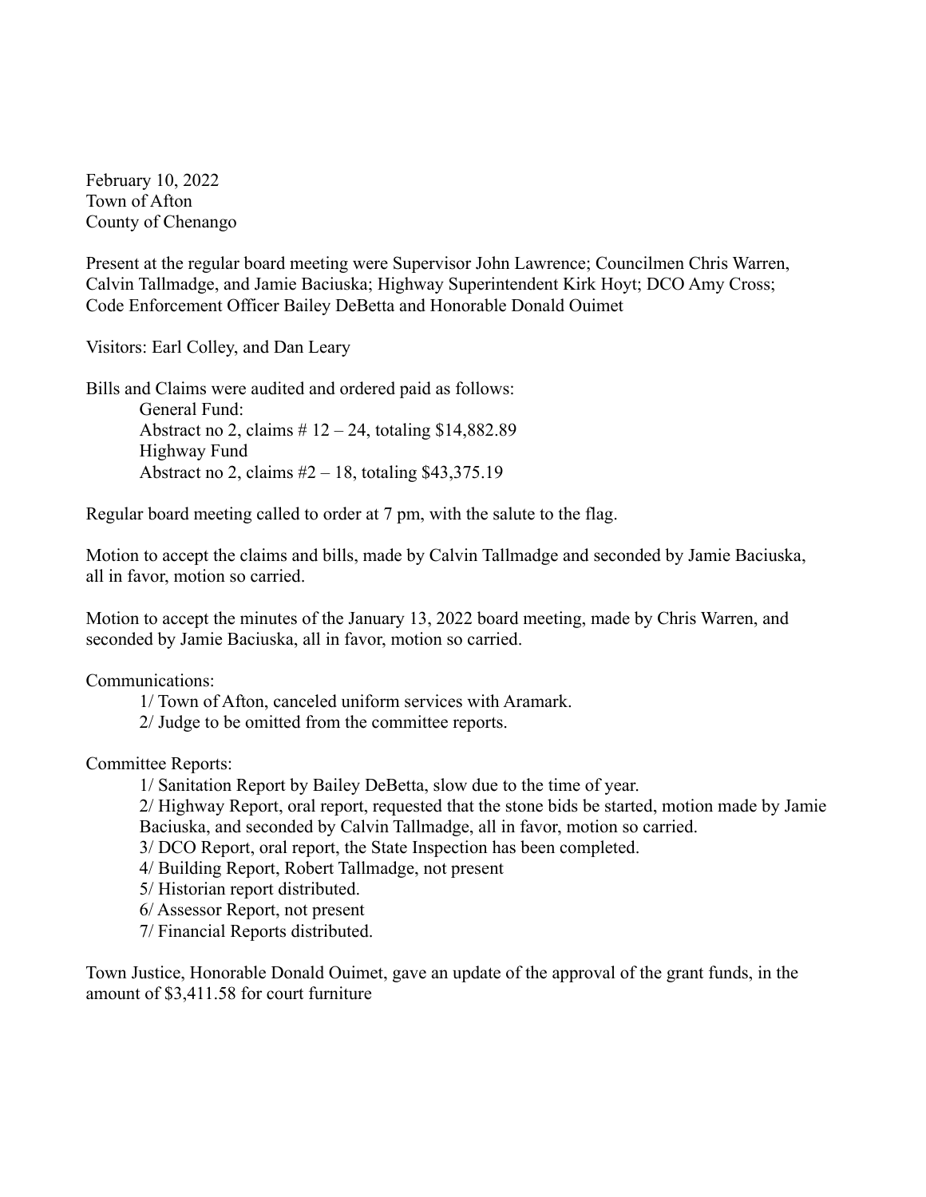February 10, 2022
Town of Afton
County of Chenango

Present at the regular board meeting were Supervisor John Lawrence; Councilmen Chris Warren, Calvin Tallmadge, and Jamie Baciuska; Highway Superintendent Kirk Hoyt; DCO Amy Cross; Code Enforcement Officer Bailey DeBetta and Honorable Donald Ouimet

Visitors: Earl Colley, and Dan Leary

Bills and Claims were audited and ordered paid as follows:

General Fund:
Abstract no 2, claims # 12 – 24, totaling $14,882.89
Highway Fund
Abstract no 2, claims #2 – 18, totaling $43,375.19

Regular board meeting called to order at 7 pm, with the salute to the flag.

Motion to accept the claims and bills, made by Calvin Tallmadge and seconded by Jamie Baciuska, all in favor, motion so carried.

Motion to accept the minutes of the January 13, 2022 board meeting, made by Chris Warren, and seconded by Jamie Baciuska, all in favor, motion so carried.

Communications:

1/ Town of Afton, canceled uniform services with Aramark.
2/ Judge to be omitted from the committee reports.

Committee Reports:

1/ Sanitation Report by Bailey DeBetta, slow due to the time of year.
2/ Highway Report, oral report, requested that the stone bids be started, motion made by Jamie Baciuska, and seconded by Calvin Tallmadge, all in favor, motion so carried.
3/ DCO Report, oral report, the State Inspection has been completed.
4/ Building Report, Robert Tallmadge, not present
5/ Historian report distributed.
6/ Assessor Report, not present
7/ Financial Reports distributed.

Town Justice, Honorable Donald Ouimet, gave an update of the approval of the grant funds, in the amount of $3,411.58 for court furniture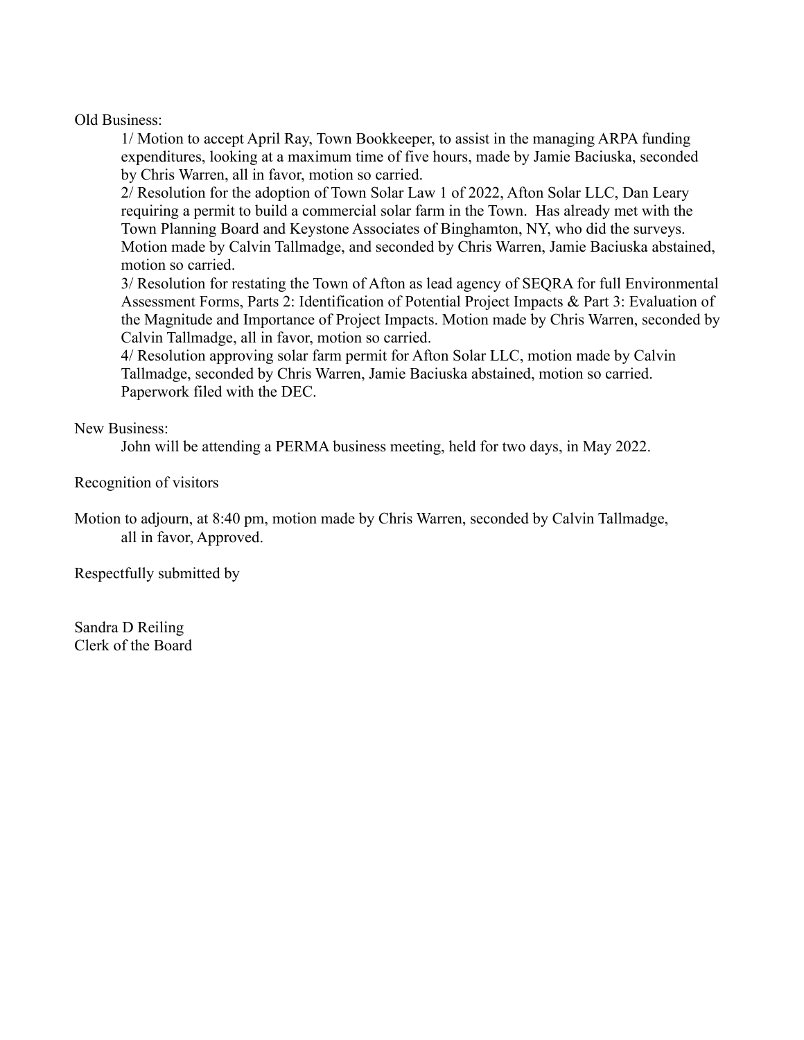Old Business:

1/ Motion to accept April Ray, Town Bookkeeper, to assist in the managing ARPA funding expenditures, looking at a maximum time of five hours, made by Jamie Baciuska, seconded by Chris Warren, all in favor, motion so carried.

2/ Resolution for the adoption of Town Solar Law 1 of 2022, Afton Solar LLC, Dan Leary requiring a permit to build a commercial solar farm in the Town. Has already met with the Town Planning Board and Keystone Associates of Binghamton, NY, who did the surveys. Motion made by Calvin Tallmadge, and seconded by Chris Warren, Jamie Baciuska abstained, motion so carried.

3/ Resolution for restating the Town of Afton as lead agency of SEQRA for full Environmental Assessment Forms, Parts 2: Identification of Potential Project Impacts & Part 3: Evaluation of the Magnitude and Importance of Project Impacts. Motion made by Chris Warren, seconded by Calvin Tallmadge, all in favor, motion so carried.

4/ Resolution approving solar farm permit for Afton Solar LLC, motion made by Calvin Tallmadge, seconded by Chris Warren, Jamie Baciuska abstained, motion so carried. Paperwork filed with the DEC.

New Business:

John will be attending a PERMA business meeting, held for two days, in May 2022.

Recognition of visitors

Motion to adjourn, at 8:40 pm, motion made by Chris Warren, seconded by Calvin Tallmadge, all in favor, Approved.

Respectfully submitted by

Sandra D Reiling
Clerk of the Board